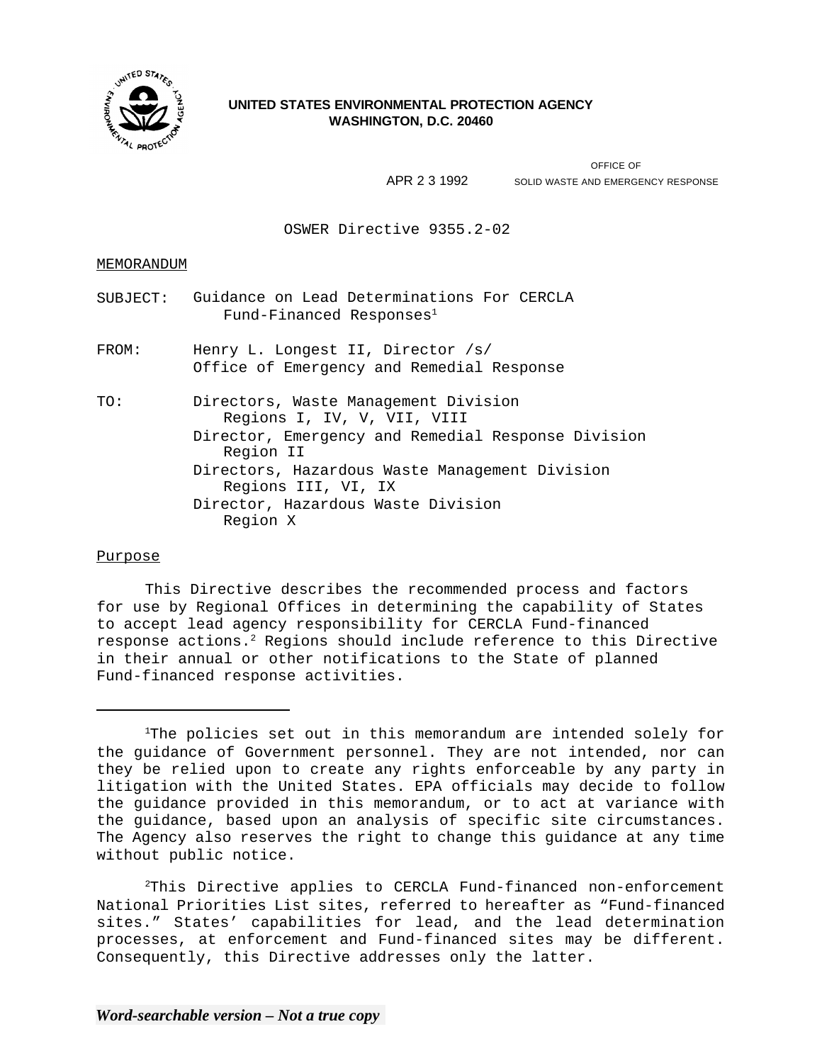**UNITED STATES ENVIRONMENTAL PROTECTION AGENCY**
**WASHINGTON, D.C. 20460**

OFFICE OF
SOLID WASTE AND EMERGENCY RESPONSE

APR 2 3 1992

OSWER Directive 9355.2-02

MEMORANDUM

SUBJECT: Guidance on Lead Determinations For CERCLA Fund-Financed Responses[1]

FROM: Henry L. Longest II, Director /s/
Office of Emergency and Remedial Response

TO: Directors, Waste Management Division
Regions I, IV, V, VII, VIII
Director, Emergency and Remedial Response Division
Region II
Directors, Hazardous Waste Management Division
Regions III, VI, IX
Director, Hazardous Waste Division
Region X

Purpose

This Directive describes the recommended process and factors for use by Regional Offices in determining the capability of States to accept lead agency responsibility for CERCLA Fund-financed response actions.[2] Regions should include reference to this Directive in their annual or other notifications to the State of planned Fund-financed response activities.

---

[1]The policies set out in this memorandum are intended solely for the guidance of Government personnel. They are not intended, nor can they be relied upon to create any rights enforceable by any party in litigation with the United States. EPA officials may decide to follow the guidance provided in this memorandum, or to act at variance with the guidance, based upon an analysis of specific site circumstances. The Agency also reserves the right to change this guidance at any time without public notice.

[2]This Directive applies to CERCLA Fund-financed non-enforcement National Priorities List sites, referred to hereafter as "Fund-financed sites." States' capabilities for lead, and the lead determination processes, at enforcement and Fund-financed sites may be different. Consequently, this Directive addresses only the latter.

*Word-searchable version – Not a true copy*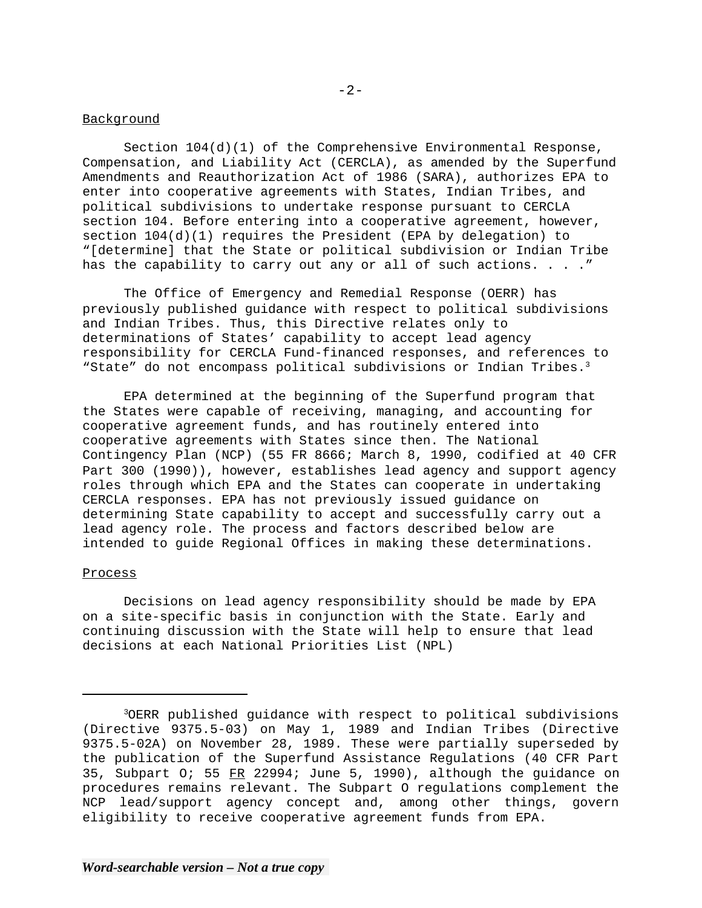Background

Section 104(d)(1) of the Comprehensive Environmental Response, Compensation, and Liability Act (CERCLA), as amended by the Superfund Amendments and Reauthorization Act of 1986 (SARA), authorizes EPA to enter into cooperative agreements with States, Indian Tribes, and political subdivisions to undertake response pursuant to CERCLA section 104. Before entering into a cooperative agreement, however, section 104(d)(1) requires the President (EPA by delegation) to "[determine] that the State or political subdivision or Indian Tribe has the capability to carry out any or all of such actions. . . ."

The Office of Emergency and Remedial Response (OERR) has previously published guidance with respect to political subdivisions and Indian Tribes. Thus, this Directive relates only to determinations of States' capability to accept lead agency responsibility for CERCLA Fund-financed responses, and references to "State" do not encompass political subdivisions or Indian Tribes.[3]

EPA determined at the beginning of the Superfund program that the States were capable of receiving, managing, and accounting for cooperative agreement funds, and has routinely entered into cooperative agreements with States since then. The National Contingency Plan (NCP) (55 FR 8666; March 8, 1990, codified at 40 CFR Part 300 (1990)), however, establishes lead agency and support agency roles through which EPA and the States can cooperate in undertaking CERCLA responses. EPA has not previously issued guidance on determining State capability to accept and successfully carry out a lead agency role. The process and factors described below are intended to guide Regional Offices in making these determinations.

Process

Decisions on lead agency responsibility should be made by EPA on a site-specific basis in conjunction with the State. Early and continuing discussion with the State will help to ensure that lead decisions at each National Priorities List (NPL)

---

[3]OERR published guidance with respect to political subdivisions (Directive 9375.5-03) on May 1, 1989 and Indian Tribes (Directive 9375.5-02A) on November 28, 1989. These were partially superseded by the publication of the Superfund Assistance Regulations (40 CFR Part 35, Subpart O; 55 FR 22994; June 5, 1990), although the guidance on procedures remains relevant. The Subpart O regulations complement the NCP lead/support agency concept and, among other things, govern eligibility to receive cooperative agreement funds from EPA.

*Word-searchable version – Not a true copy*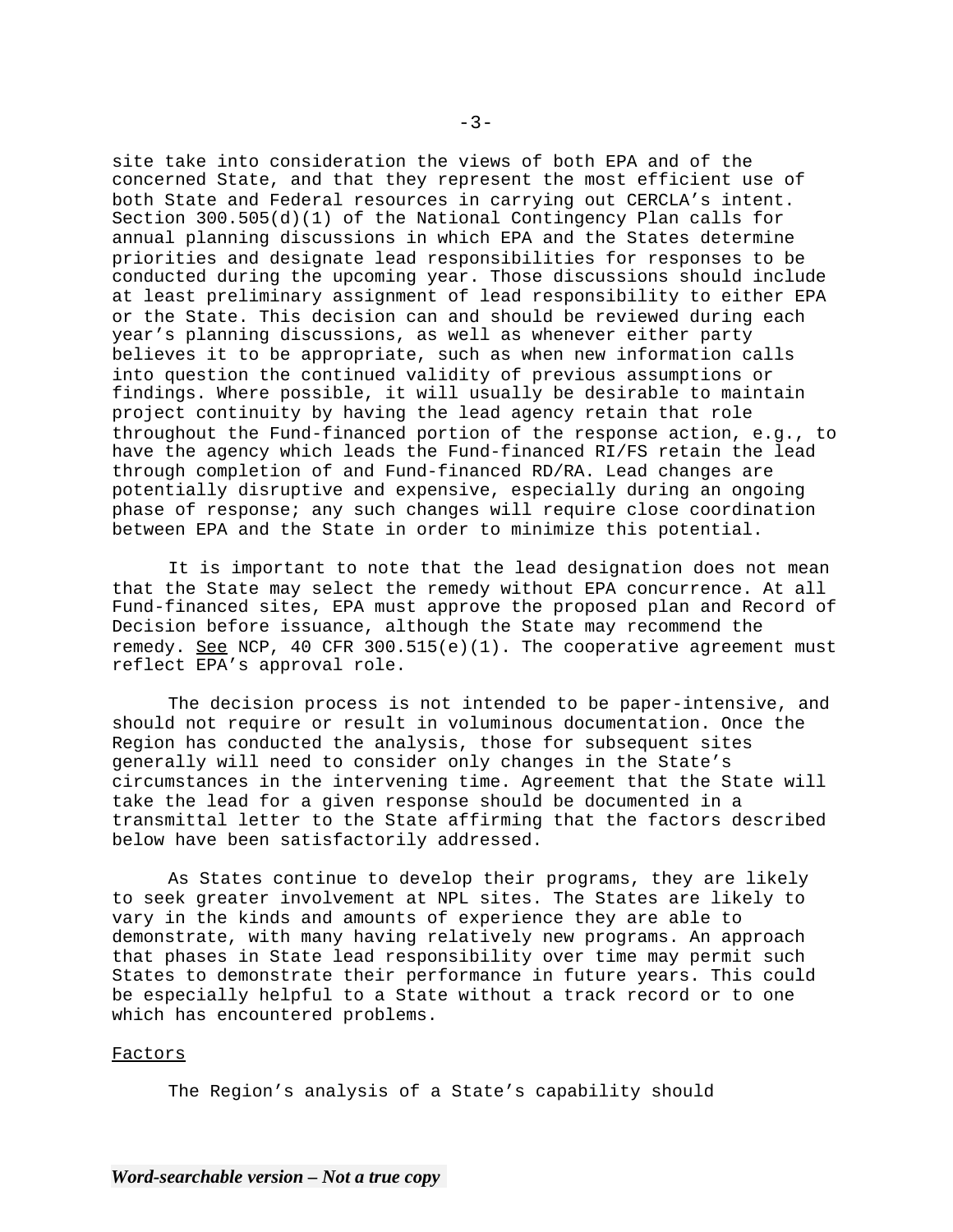site take into consideration the views of both EPA and of the concerned State, and that they represent the most efficient use of both State and Federal resources in carrying out CERCLA's intent. Section 300.505(d)(1) of the National Contingency Plan calls for annual planning discussions in which EPA and the States determine priorities and designate lead responsibilities for responses to be conducted during the upcoming year. Those discussions should include at least preliminary assignment of lead responsibility to either EPA or the State. This decision can and should be reviewed during each year's planning discussions, as well as whenever either party believes it to be appropriate, such as when new information calls into question the continued validity of previous assumptions or findings. Where possible, it will usually be desirable to maintain project continuity by having the lead agency retain that role throughout the Fund-financed portion of the response action, e.g., to have the agency which leads the Fund-financed RI/FS retain the lead through completion of and Fund-financed RD/RA. Lead changes are potentially disruptive and expensive, especially during an ongoing phase of response; any such changes will require close coordination between EPA and the State in order to minimize this potential.

It is important to note that the lead designation does not mean that the State may select the remedy without EPA concurrence. At all Fund-financed sites, EPA must approve the proposed plan and Record of Decision before issuance, although the State may recommend the remedy. See NCP, 40 CFR 300.515(e)(1). The cooperative agreement must reflect EPA's approval role.

The decision process is not intended to be paper-intensive, and should not require or result in voluminous documentation. Once the Region has conducted the analysis, those for subsequent sites generally will need to consider only changes in the State's circumstances in the intervening time. Agreement that the State will take the lead for a given response should be documented in a transmittal letter to the State affirming that the factors described below have been satisfactorily addressed.

As States continue to develop their programs, they are likely to seek greater involvement at NPL sites. The States are likely to vary in the kinds and amounts of experience they are able to demonstrate, with many having relatively new programs. An approach that phases in State lead responsibility over time may permit such States to demonstrate their performance in future years. This could be especially helpful to a State without a track record or to one which has encountered problems.

Factors

The Region's analysis of a State's capability should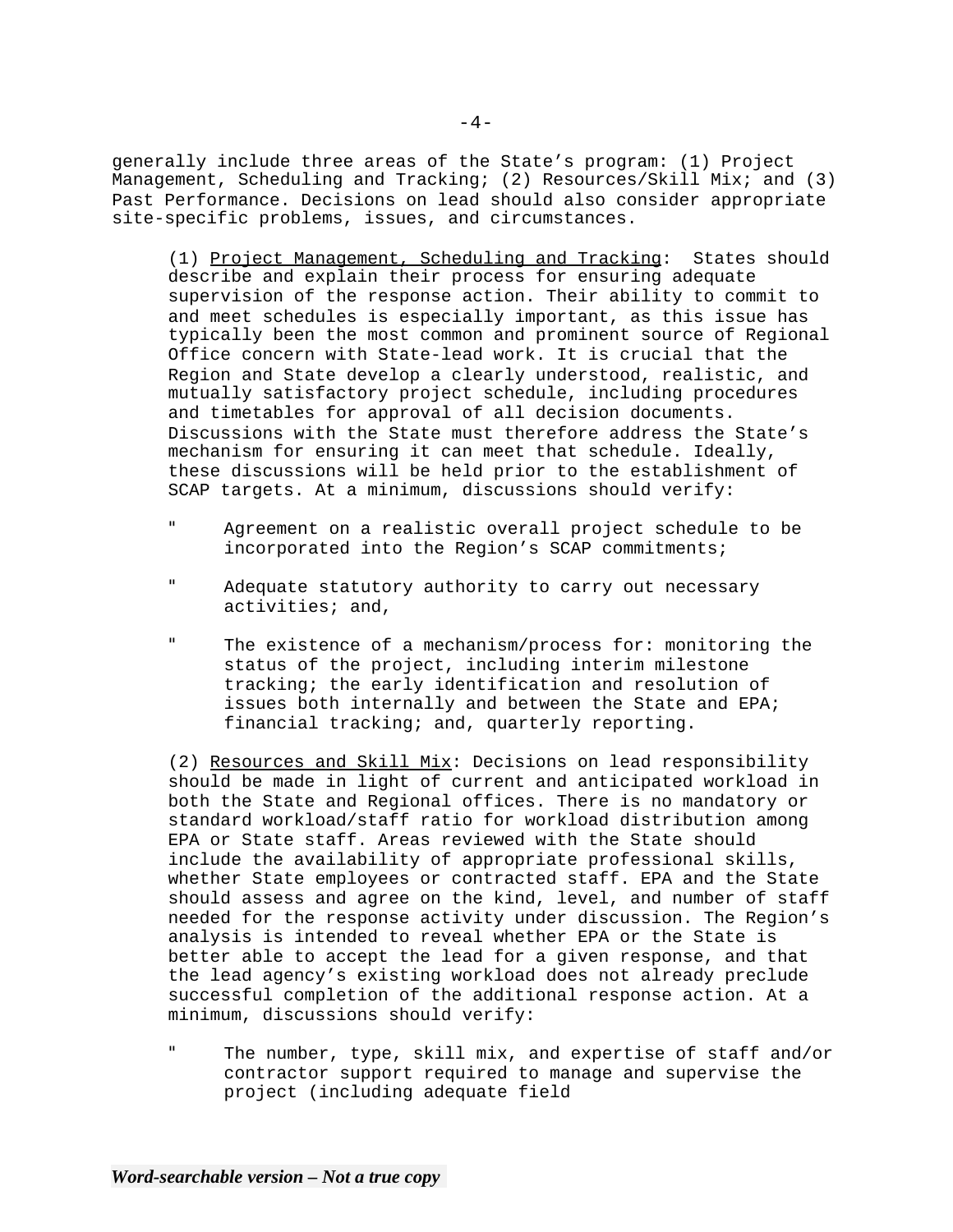generally include three areas of the State's program: (1) Project Management, Scheduling and Tracking; (2) Resources/Skill Mix; and (3) Past Performance. Decisions on lead should also consider appropriate site-specific problems, issues, and circumstances.

(1) Project Management, Scheduling and Tracking: States should describe and explain their process for ensuring adequate supervision of the response action. Their ability to commit to and meet schedules is especially important, as this issue has typically been the most common and prominent source of Regional Office concern with State-lead work. It is crucial that the Region and State develop a clearly understood, realistic, and mutually satisfactory project schedule, including procedures and timetables for approval of all decision documents. Discussions with the State must therefore address the State's mechanism for ensuring it can meet that schedule. Ideally, these discussions will be held prior to the establishment of SCAP targets. At a minimum, discussions should verify:

- Agreement on a realistic overall project schedule to be incorporated into the Region's SCAP commitments;
- Adequate statutory authority to carry out necessary activities; and,
- The existence of a mechanism/process for: monitoring the status of the project, including interim milestone tracking; the early identification and resolution of issues both internally and between the State and EPA; financial tracking; and, quarterly reporting.

(2) Resources and Skill Mix: Decisions on lead responsibility should be made in light of current and anticipated workload in both the State and Regional offices. There is no mandatory or standard workload/staff ratio for workload distribution among EPA or State staff. Areas reviewed with the State should include the availability of appropriate professional skills, whether State employees or contracted staff. EPA and the State should assess and agree on the kind, level, and number of staff needed for the response activity under discussion. The Region's analysis is intended to reveal whether EPA or the State is better able to accept the lead for a given response, and that the lead agency's existing workload does not already preclude successful completion of the additional response action. At a minimum, discussions should verify:

- The number, type, skill mix, and expertise of staff and/or contractor support required to manage and supervise the project (including adequate field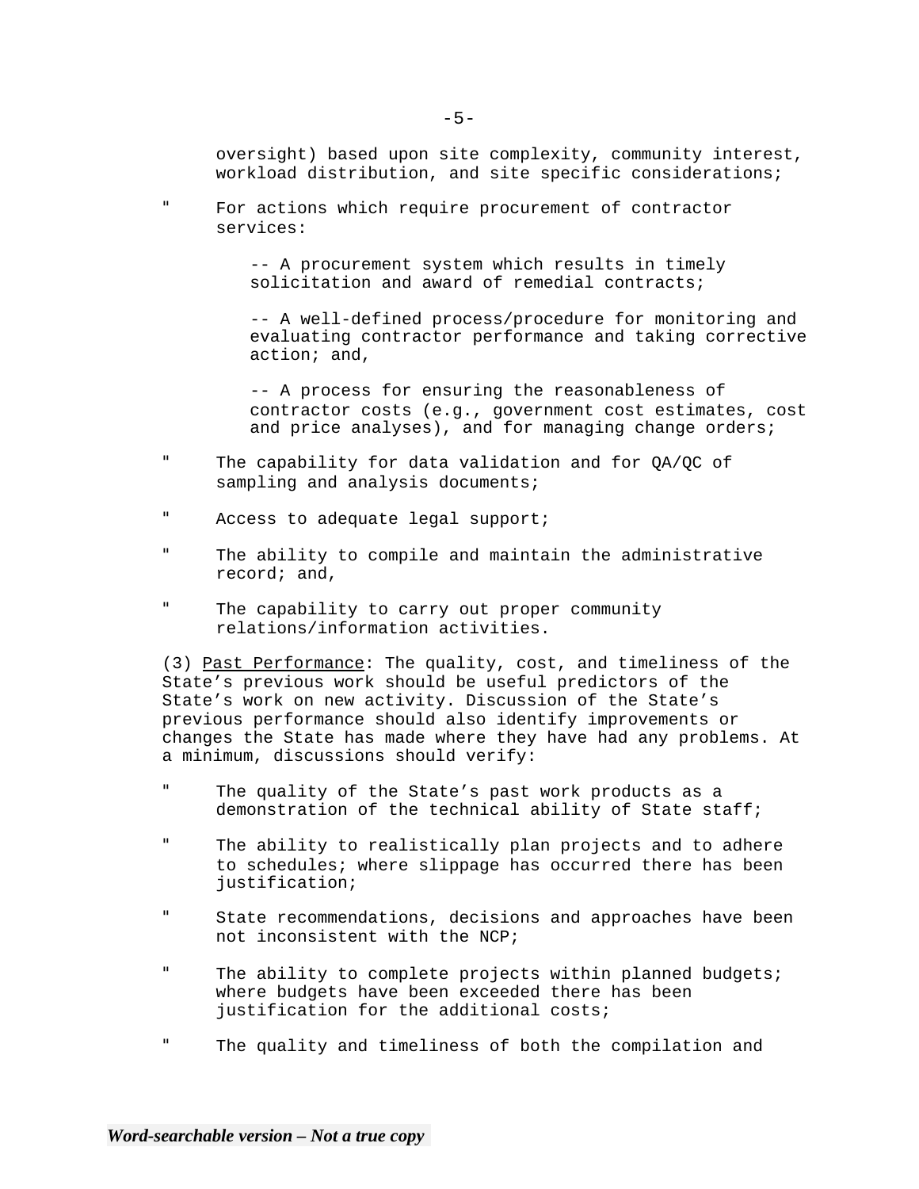oversight) based upon site complexity, community interest, workload distribution, and site specific considerations;

- For actions which require procurement of contractor services:

  -- A procurement system which results in timely solicitation and award of remedial contracts;

  -- A well-defined process/procedure for monitoring and evaluating contractor performance and taking corrective action; and,

  -- A process for ensuring the reasonableness of contractor costs (e.g., government cost estimates, cost and price analyses), and for managing change orders;

- The capability for data validation and for QA/QC of sampling and analysis documents;
- Access to adequate legal support;
- The ability to compile and maintain the administrative record; and,
- The capability to carry out proper community relations/information activities.

(3) Past Performance: The quality, cost, and timeliness of the State's previous work should be useful predictors of the State's work on new activity. Discussion of the State's previous performance should also identify improvements or changes the State has made where they have had any problems. At a minimum, discussions should verify:

- The quality of the State's past work products as a demonstration of the technical ability of State staff;
- The ability to realistically plan projects and to adhere to schedules; where slippage has occurred there has been justification;
- State recommendations, decisions and approaches have been not inconsistent with the NCP;
- The ability to complete projects within planned budgets; where budgets have been exceeded there has been justification for the additional costs;
- The quality and timeliness of both the compilation and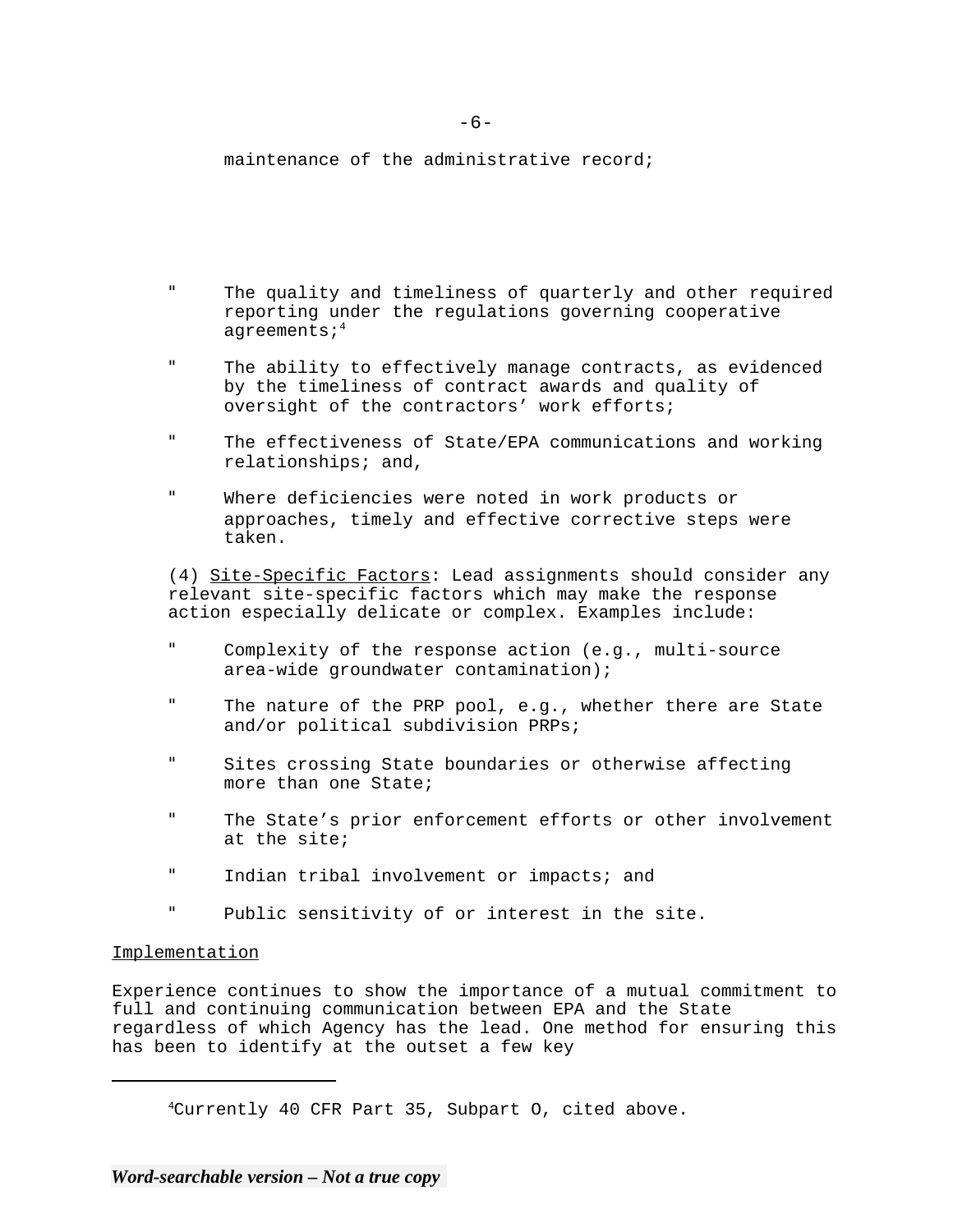maintenance of the administrative record;

- The quality and timeliness of quarterly and other required reporting under the regulations governing cooperative agreements;[4]

- The ability to effectively manage contracts, as evidenced by the timeliness of contract awards and quality of oversight of the contractors' work efforts;

- The effectiveness of State/EPA communications and working relationships; and,

- Where deficiencies were noted in work products or approaches, timely and effective corrective steps were taken.

(4) Site-Specific Factors: Lead assignments should consider any relevant site-specific factors which may make the response action especially delicate or complex. Examples include:

- Complexity of the response action (e.g., multi-source area-wide groundwater contamination);

- The nature of the PRP pool, e.g., whether there are State and/or political subdivision PRPs;

- Sites crossing State boundaries or otherwise affecting more than one State;

- The State's prior enforcement efforts or other involvement at the site;

- Indian tribal involvement or impacts; and

- Public sensitivity of or interest in the site.

Implementation

Experience continues to show the importance of a mutual commitment to full and continuing communication between EPA and the State regardless of which Agency has the lead. One method for ensuring this has been to identify at the outset a few key

[4] Currently 40 CFR Part 35, Subpart O, cited above.

*Word-searchable version – Not a true copy*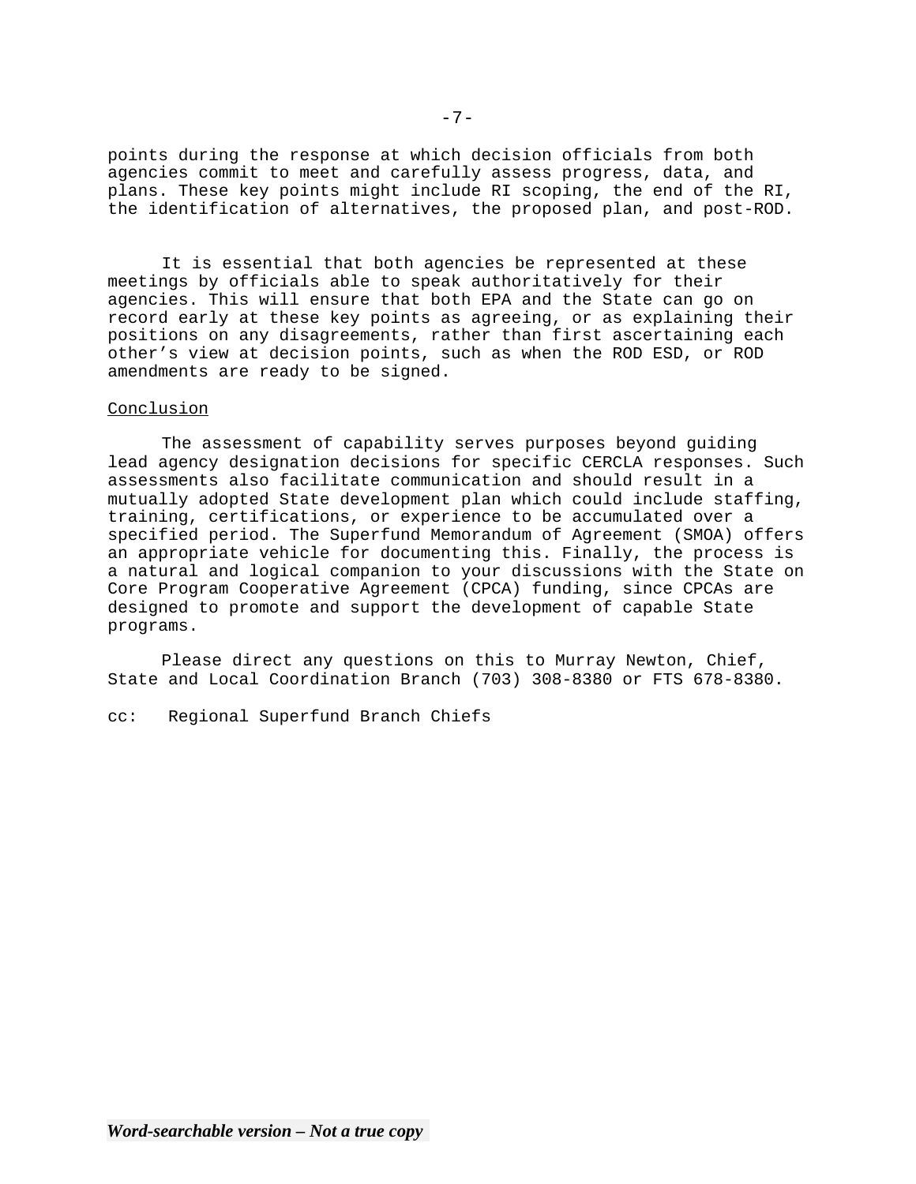points during the response at which decision officials from both agencies commit to meet and carefully assess progress, data, and plans. These key points might include RI scoping, the end of the RI, the identification of alternatives, the proposed plan, and post-ROD.

It is essential that both agencies be represented at these meetings by officials able to speak authoritatively for their agencies. This will ensure that both EPA and the State can go on record early at these key points as agreeing, or as explaining their positions on any disagreements, rather than first ascertaining each other's view at decision points, such as when the ROD ESD, or ROD amendments are ready to be signed.

<u>Conclusion</u>

The assessment of capability serves purposes beyond guiding lead agency designation decisions for specific CERCLA responses. Such assessments also facilitate communication and should result in a mutually adopted State development plan which could include staffing, training, certifications, or experience to be accumulated over a specified period. The Superfund Memorandum of Agreement (SMOA) offers an appropriate vehicle for documenting this. Finally, the process is a natural and logical companion to your discussions with the State on Core Program Cooperative Agreement (CPCA) funding, since CPCAs are designed to promote and support the development of capable State programs.

Please direct any questions on this to Murray Newton, Chief, State and Local Coordination Branch (703) 308-8380 or FTS 678-8380.

cc: Regional Superfund Branch Chiefs

***Word-searchable version – Not a true copy***